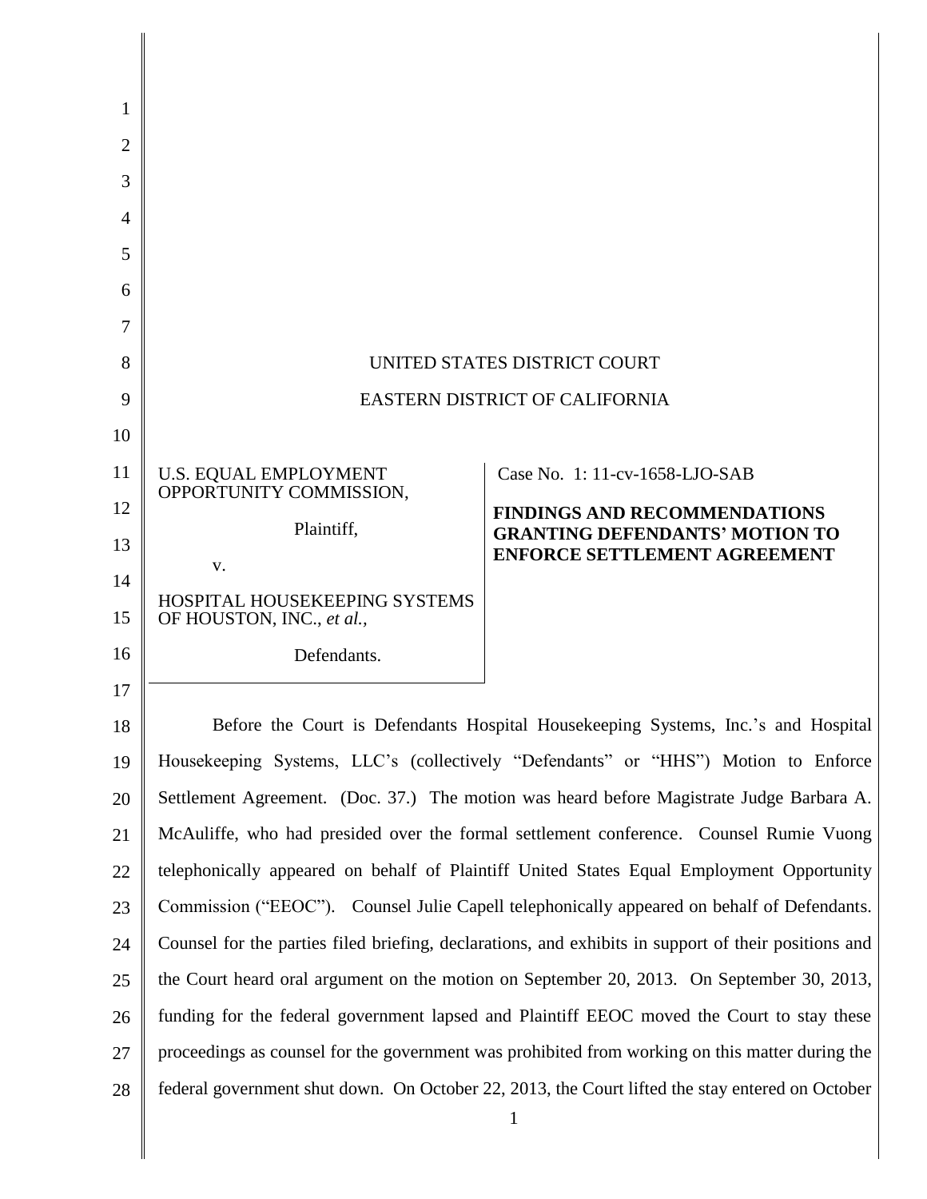UNITED STATES DISTRICT COURT

EASTERN DISTRICT OF CALIFORNIA

| | |
|---|---|
| U.S. EQUAL EMPLOYMENT OPPORTUNITY COMMISSION,<br><br>Plaintiff,<br><br>v.<br><br>HOSPITAL HOUSEKEEPING SYSTEMS OF HOUSTON, INC., *et al.*,<br><br>Defendants. | Case No. 1: 11-cv-1658-LJO-SAB<br><br>**FINDINGS AND RECOMMENDATIONS GRANTING DEFENDANTS' MOTION TO ENFORCE SETTLEMENT AGREEMENT** |

Before the Court is Defendants Hospital Housekeeping Systems, Inc.'s and Hospital Housekeeping Systems, LLC's (collectively "Defendants" or "HHS") Motion to Enforce Settlement Agreement. (Doc. 37.) The motion was heard before Magistrate Judge Barbara A. McAuliffe, who had presided over the formal settlement conference. Counsel Rumie Vuong telephonically appeared on behalf of Plaintiff United States Equal Employment Opportunity Commission ("EEOC"). Counsel Julie Capell telephonically appeared on behalf of Defendants. Counsel for the parties filed briefing, declarations, and exhibits in support of their positions and the Court heard oral argument on the motion on September 20, 2013. On September 30, 2013, funding for the federal government lapsed and Plaintiff EEOC moved the Court to stay these proceedings as counsel for the government was prohibited from working on this matter during the federal government shut down. On October 22, 2013, the Court lifted the stay entered on October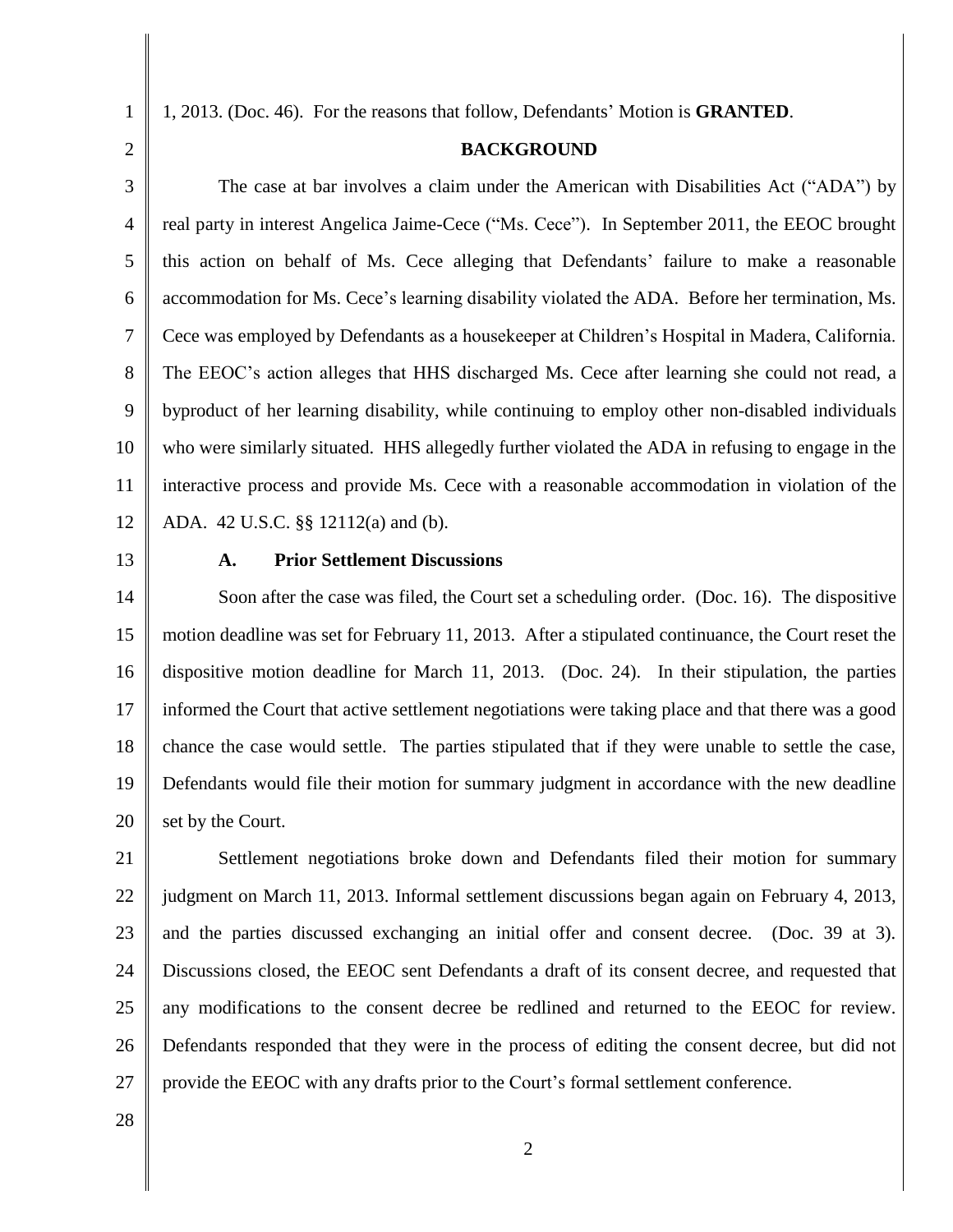1, 2013. (Doc. 46). For the reasons that follow, Defendants' Motion is **GRANTED**.

## BACKGROUND

The case at bar involves a claim under the American with Disabilities Act ("ADA") by real party in interest Angelica Jaime-Cece ("Ms. Cece"). In September 2011, the EEOC brought this action on behalf of Ms. Cece alleging that Defendants' failure to make a reasonable accommodation for Ms. Cece's learning disability violated the ADA. Before her termination, Ms. Cece was employed by Defendants as a housekeeper at Children's Hospital in Madera, California. The EEOC's action alleges that HHS discharged Ms. Cece after learning she could not read, a byproduct of her learning disability, while continuing to employ other non-disabled individuals who were similarly situated. HHS allegedly further violated the ADA in refusing to engage in the interactive process and provide Ms. Cece with a reasonable accommodation in violation of the ADA. 42 U.S.C. §§ 12112(a) and (b).

### A. Prior Settlement Discussions

Soon after the case was filed, the Court set a scheduling order. (Doc. 16). The dispositive motion deadline was set for February 11, 2013. After a stipulated continuance, the Court reset the dispositive motion deadline for March 11, 2013. (Doc. 24). In their stipulation, the parties informed the Court that active settlement negotiations were taking place and that there was a good chance the case would settle. The parties stipulated that if they were unable to settle the case, Defendants would file their motion for summary judgment in accordance with the new deadline set by the Court.

Settlement negotiations broke down and Defendants filed their motion for summary judgment on March 11, 2013. Informal settlement discussions began again on February 4, 2013, and the parties discussed exchanging an initial offer and consent decree. (Doc. 39 at 3). Discussions closed, the EEOC sent Defendants a draft of its consent decree, and requested that any modifications to the consent decree be redlined and returned to the EEOC for review. Defendants responded that they were in the process of editing the consent decree, but did not provide the EEOC with any drafts prior to the Court's formal settlement conference.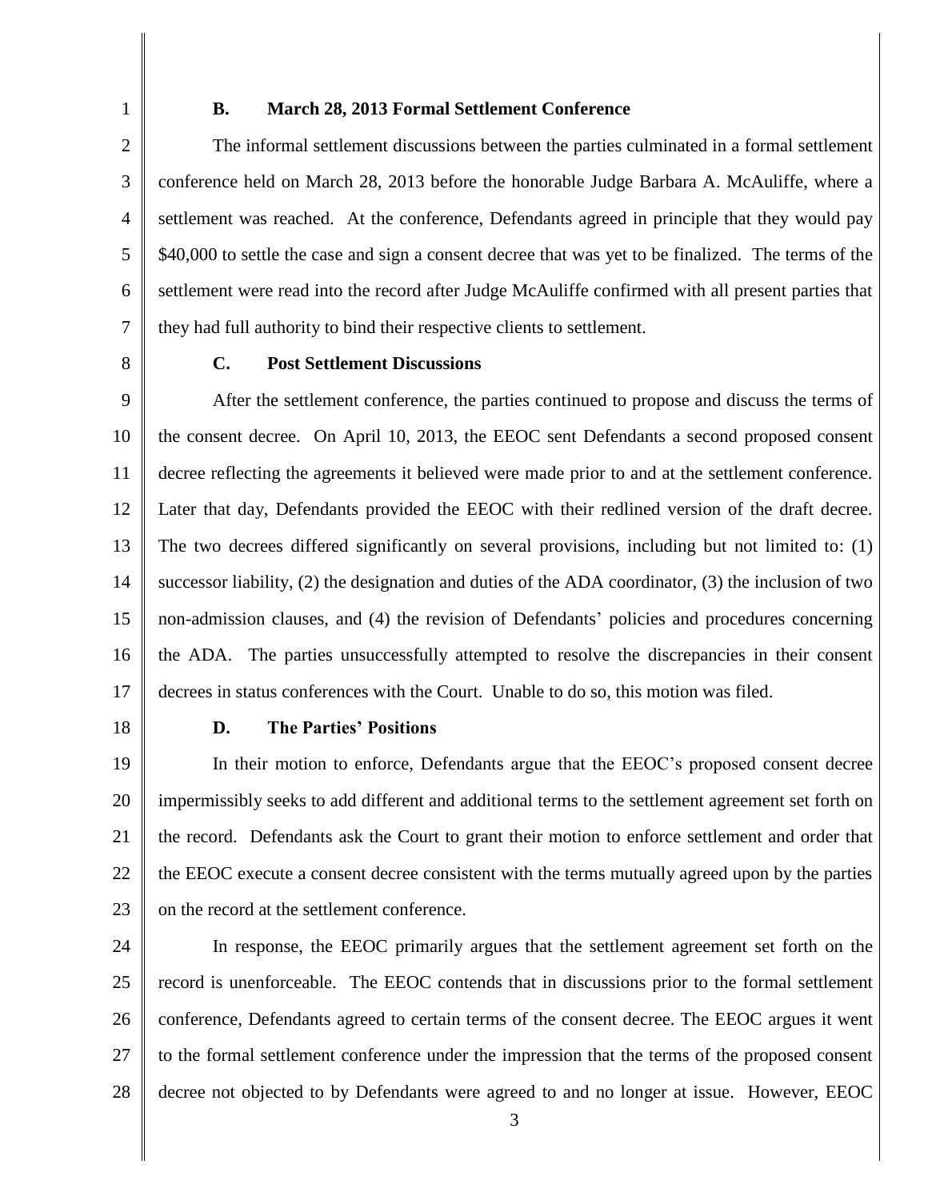### B. March 28, 2013 Formal Settlement Conference

The informal settlement discussions between the parties culminated in a formal settlement conference held on March 28, 2013 before the honorable Judge Barbara A. McAuliffe, where a settlement was reached. At the conference, Defendants agreed in principle that they would pay $40,000 to settle the case and sign a consent decree that was yet to be finalized. The terms of the settlement were read into the record after Judge McAuliffe confirmed with all present parties that they had full authority to bind their respective clients to settlement.

### C. Post Settlement Discussions

After the settlement conference, the parties continued to propose and discuss the terms of the consent decree. On April 10, 2013, the EEOC sent Defendants a second proposed consent decree reflecting the agreements it believed were made prior to and at the settlement conference. Later that day, Defendants provided the EEOC with their redlined version of the draft decree. The two decrees differed significantly on several provisions, including but not limited to: (1) successor liability, (2) the designation and duties of the ADA coordinator, (3) the inclusion of two non-admission clauses, and (4) the revision of Defendants' policies and procedures concerning the ADA. The parties unsuccessfully attempted to resolve the discrepancies in their consent decrees in status conferences with the Court. Unable to do so, this motion was filed.

### D. The Parties' Positions

In their motion to enforce, Defendants argue that the EEOC's proposed consent decree impermissibly seeks to add different and additional terms to the settlement agreement set forth on the record. Defendants ask the Court to grant their motion to enforce settlement and order that the EEOC execute a consent decree consistent with the terms mutually agreed upon by the parties on the record at the settlement conference.

In response, the EEOC primarily argues that the settlement agreement set forth on the record is unenforceable. The EEOC contends that in discussions prior to the formal settlement conference, Defendants agreed to certain terms of the consent decree. The EEOC argues it went to the formal settlement conference under the impression that the terms of the proposed consent decree not objected to by Defendants were agreed to and no longer at issue. However, EEOC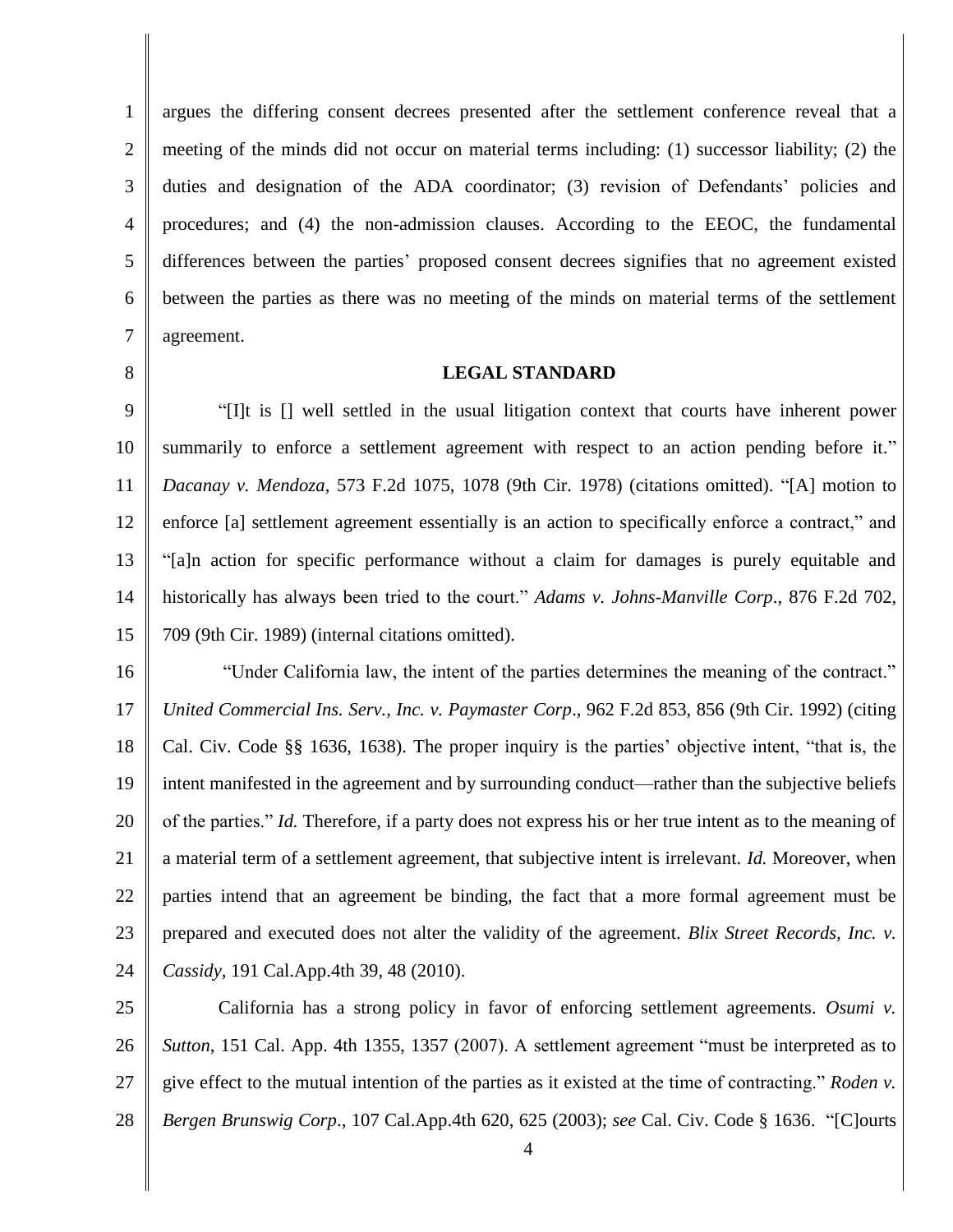argues the differing consent decrees presented after the settlement conference reveal that a meeting of the minds did not occur on material terms including: (1) successor liability; (2) the duties and designation of the ADA coordinator; (3) revision of Defendants' policies and procedures; and (4) the non-admission clauses. According to the EEOC, the fundamental differences between the parties' proposed consent decrees signifies that no agreement existed between the parties as there was no meeting of the minds on material terms of the settlement agreement.

## LEGAL STANDARD

"[I]t is [] well settled in the usual litigation context that courts have inherent power summarily to enforce a settlement agreement with respect to an action pending before it." *Dacanay v. Mendoza*, 573 F.2d 1075, 1078 (9th Cir. 1978) (citations omitted). "[A] motion to enforce [a] settlement agreement essentially is an action to specifically enforce a contract," and "[a]n action for specific performance without a claim for damages is purely equitable and historically has always been tried to the court." *Adams v. Johns-Manville Corp*., 876 F.2d 702, 709 (9th Cir. 1989) (internal citations omitted).

"Under California law, the intent of the parties determines the meaning of the contract." *United Commercial Ins. Serv., Inc. v. Paymaster Corp*., 962 F.2d 853, 856 (9th Cir. 1992) (citing Cal. Civ. Code §§ 1636, 1638). The proper inquiry is the parties' objective intent, "that is, the intent manifested in the agreement and by surrounding conduct—rather than the subjective beliefs of the parties." *Id.* Therefore, if a party does not express his or her true intent as to the meaning of a material term of a settlement agreement, that subjective intent is irrelevant. *Id.* Moreover, when parties intend that an agreement be binding, the fact that a more formal agreement must be prepared and executed does not alter the validity of the agreement. *Blix Street Records, Inc. v. Cassidy*, 191 Cal.App.4th 39, 48 (2010).

California has a strong policy in favor of enforcing settlement agreements. *Osumi v. Sutton*, 151 Cal. App. 4th 1355, 1357 (2007). A settlement agreement "must be interpreted as to give effect to the mutual intention of the parties as it existed at the time of contracting." *Roden v. Bergen Brunswig Corp*., 107 Cal.App.4th 620, 625 (2003); *see* Cal. Civ. Code § 1636. "[C]ourts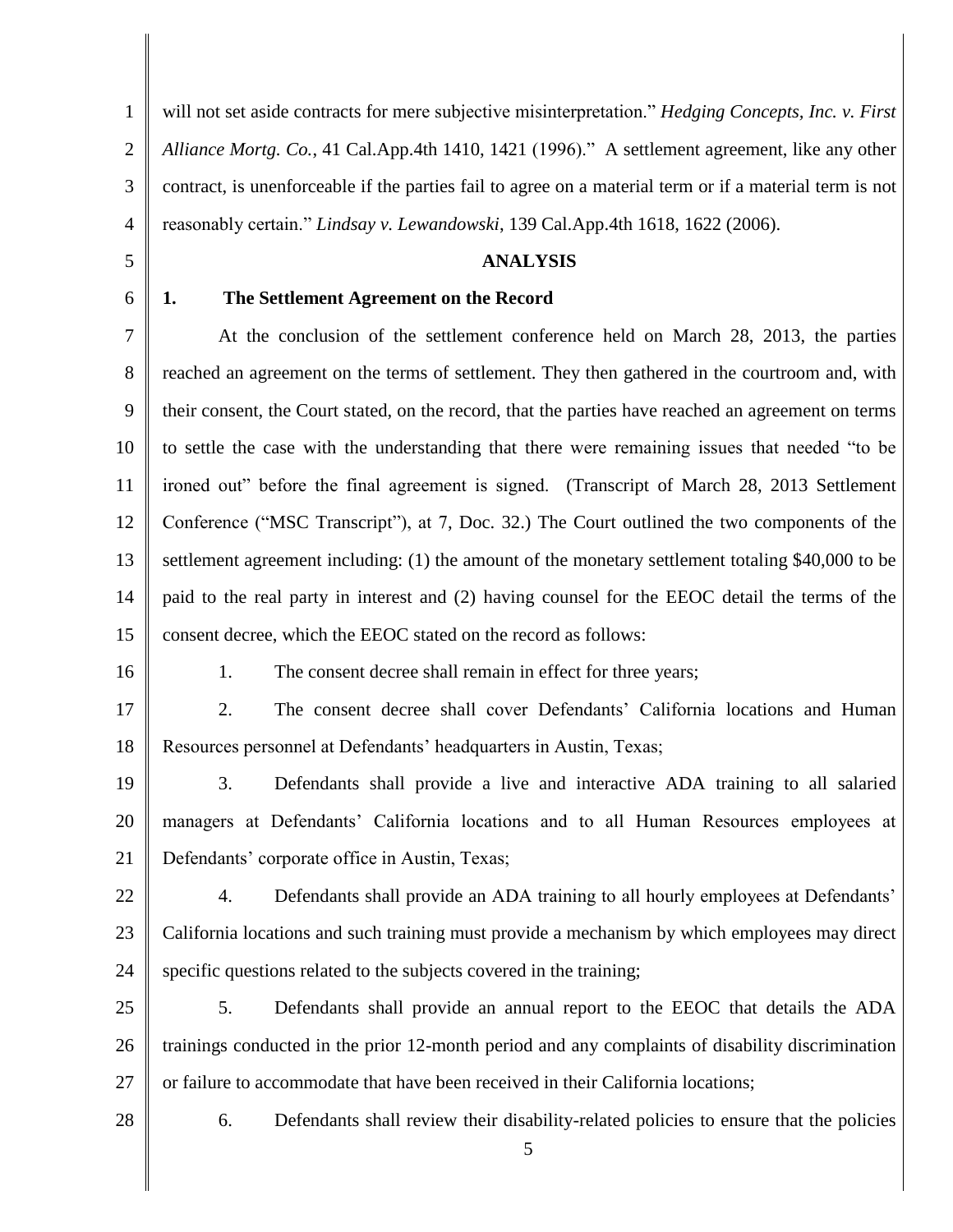will not set aside contracts for mere subjective misinterpretation." *Hedging Concepts, Inc. v. First Alliance Mortg. Co.*, 41 Cal.App.4th 1410, 1421 (1996)." A settlement agreement, like any other contract, is unenforceable if the parties fail to agree on a material term or if a material term is not reasonably certain." *Lindsay v. Lewandowski*, 139 Cal.App.4th 1618, 1622 (2006).

## ANALYSIS

### 1. The Settlement Agreement on the Record

At the conclusion of the settlement conference held on March 28, 2013, the parties reached an agreement on the terms of settlement. They then gathered in the courtroom and, with their consent, the Court stated, on the record, that the parties have reached an agreement on terms to settle the case with the understanding that there were remaining issues that needed "to be ironed out" before the final agreement is signed. (Transcript of March 28, 2013 Settlement Conference ("MSC Transcript"), at 7, Doc. 32.) The Court outlined the two components of the settlement agreement including: (1) the amount of the monetary settlement totaling $40,000 to be paid to the real party in interest and (2) having counsel for the EEOC detail the terms of the consent decree, which the EEOC stated on the record as follows:

1. The consent decree shall remain in effect for three years;

2. The consent decree shall cover Defendants' California locations and Human Resources personnel at Defendants' headquarters in Austin, Texas;

3. Defendants shall provide a live and interactive ADA training to all salaried managers at Defendants' California locations and to all Human Resources employees at Defendants' corporate office in Austin, Texas;

4. Defendants shall provide an ADA training to all hourly employees at Defendants' California locations and such training must provide a mechanism by which employees may direct specific questions related to the subjects covered in the training;

5. Defendants shall provide an annual report to the EEOC that details the ADA trainings conducted in the prior 12-month period and any complaints of disability discrimination or failure to accommodate that have been received in their California locations;

6. Defendants shall review their disability-related policies to ensure that the policies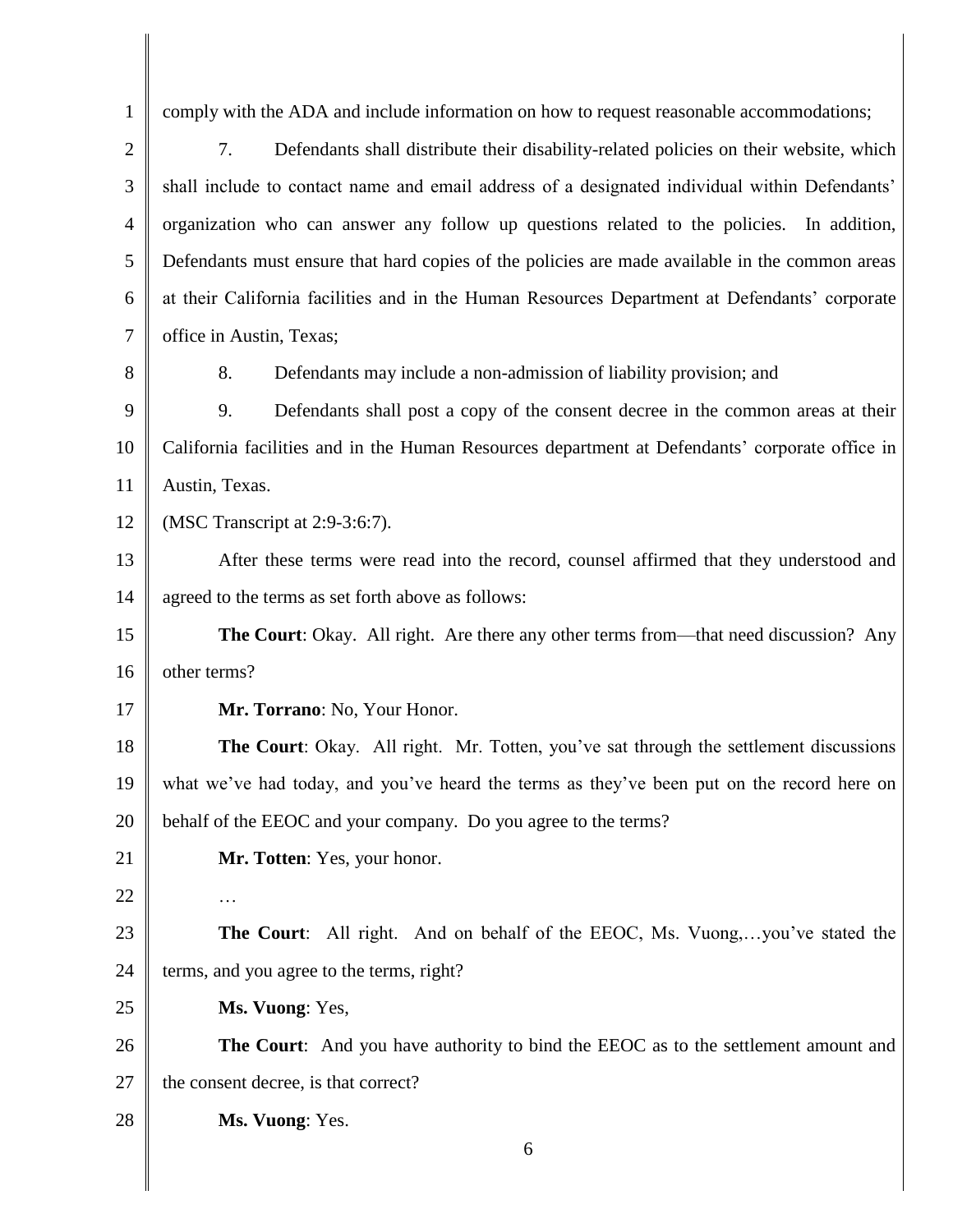comply with the ADA and include information on how to request reasonable accommodations;

7. Defendants shall distribute their disability-related policies on their website, which shall include to contact name and email address of a designated individual within Defendants' organization who can answer any follow up questions related to the policies. In addition, Defendants must ensure that hard copies of the policies are made available in the common areas at their California facilities and in the Human Resources Department at Defendants' corporate office in Austin, Texas;

8. Defendants may include a non-admission of liability provision; and

9. Defendants shall post a copy of the consent decree in the common areas at their California facilities and in the Human Resources department at Defendants' corporate office in Austin, Texas.

(MSC Transcript at 2:9-3:6:7).

After these terms were read into the record, counsel affirmed that they understood and agreed to the terms as set forth above as follows:

**The Court**: Okay. All right. Are there any other terms from—that need discussion? Any other terms?

**Mr. Torrano**: No, Your Honor.

**The Court**: Okay. All right. Mr. Totten, you've sat through the settlement discussions what we've had today, and you've heard the terms as they've been put on the record here on behalf of the EEOC and your company. Do you agree to the terms?

**Mr. Totten**: Yes, your honor.

…

**The Court**: All right. And on behalf of the EEOC, Ms. Vuong,…you've stated the terms, and you agree to the terms, right?

**Ms. Vuong**: Yes,

**The Court**: And you have authority to bind the EEOC as to the settlement amount and the consent decree, is that correct?

**Ms. Vuong**: Yes.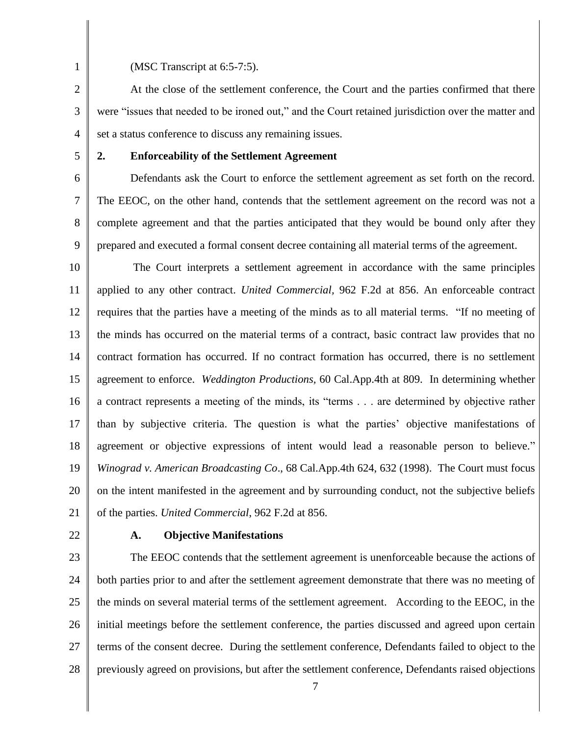(MSC Transcript at 6:5-7:5).

At the close of the settlement conference, the Court and the parties confirmed that there were "issues that needed to be ironed out," and the Court retained jurisdiction over the matter and set a status conference to discuss any remaining issues.

## 2. Enforceability of the Settlement Agreement

Defendants ask the Court to enforce the settlement agreement as set forth on the record. The EEOC, on the other hand, contends that the settlement agreement on the record was not a complete agreement and that the parties anticipated that they would be bound only after they prepared and executed a formal consent decree containing all material terms of the agreement.

The Court interprets a settlement agreement in accordance with the same principles applied to any other contract. *United Commercial*, 962 F.2d at 856. An enforceable contract requires that the parties have a meeting of the minds as to all material terms. "If no meeting of the minds has occurred on the material terms of a contract, basic contract law provides that no contract formation has occurred. If no contract formation has occurred, there is no settlement agreement to enforce. *Weddington Productions*, 60 Cal.App.4th at 809. In determining whether a contract represents a meeting of the minds, its "terms . . . are determined by objective rather than by subjective criteria. The question is what the parties' objective manifestations of agreement or objective expressions of intent would lead a reasonable person to believe." *Winograd v. American Broadcasting Co*., 68 Cal.App.4th 624, 632 (1998). The Court must focus on the intent manifested in the agreement and by surrounding conduct, not the subjective beliefs of the parties. *United Commercial*, 962 F.2d at 856.

### A. Objective Manifestations

The EEOC contends that the settlement agreement is unenforceable because the actions of both parties prior to and after the settlement agreement demonstrate that there was no meeting of the minds on several material terms of the settlement agreement. According to the EEOC, in the initial meetings before the settlement conference, the parties discussed and agreed upon certain terms of the consent decree. During the settlement conference, Defendants failed to object to the previously agreed on provisions, but after the settlement conference, Defendants raised objections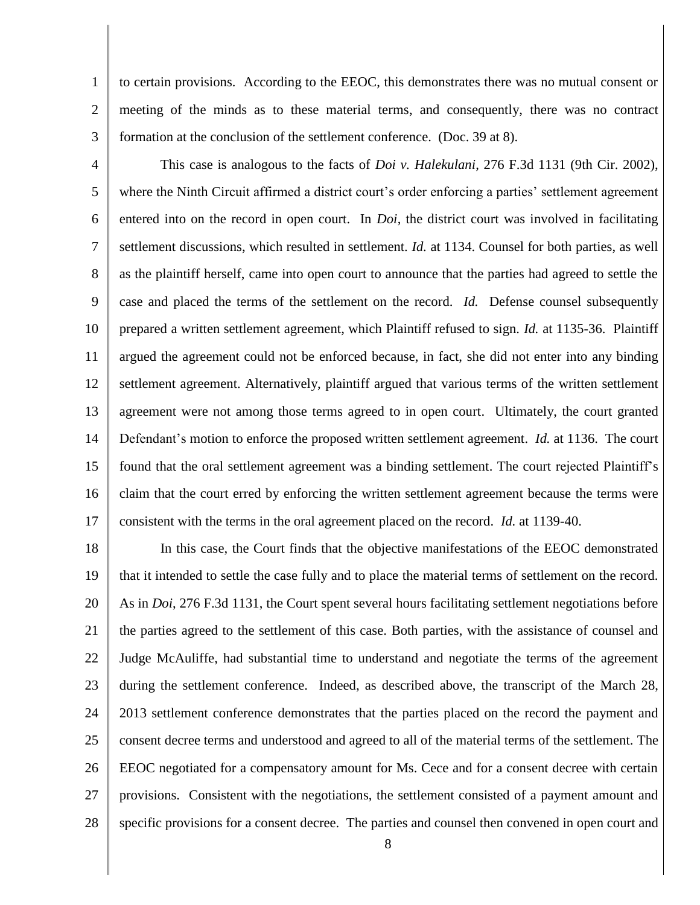to certain provisions. According to the EEOC, this demonstrates there was no mutual consent or meeting of the minds as to these material terms, and consequently, there was no contract formation at the conclusion of the settlement conference. (Doc. 39 at 8).

This case is analogous to the facts of *Doi v. Halekulani*, 276 F.3d 1131 (9th Cir. 2002), where the Ninth Circuit affirmed a district court's order enforcing a parties' settlement agreement entered into on the record in open court. In *Doi*, the district court was involved in facilitating settlement discussions, which resulted in settlement. *Id.* at 1134. Counsel for both parties, as well as the plaintiff herself, came into open court to announce that the parties had agreed to settle the case and placed the terms of the settlement on the record. *Id.* Defense counsel subsequently prepared a written settlement agreement, which Plaintiff refused to sign. *Id.* at 1135-36. Plaintiff argued the agreement could not be enforced because, in fact, she did not enter into any binding settlement agreement. Alternatively, plaintiff argued that various terms of the written settlement agreement were not among those terms agreed to in open court. Ultimately, the court granted Defendant's motion to enforce the proposed written settlement agreement. *Id.* at 1136. The court found that the oral settlement agreement was a binding settlement. The court rejected Plaintiff's claim that the court erred by enforcing the written settlement agreement because the terms were consistent with the terms in the oral agreement placed on the record. *Id.* at 1139-40.

In this case, the Court finds that the objective manifestations of the EEOC demonstrated that it intended to settle the case fully and to place the material terms of settlement on the record. As in *Doi*, 276 F.3d 1131, the Court spent several hours facilitating settlement negotiations before the parties agreed to the settlement of this case. Both parties, with the assistance of counsel and Judge McAuliffe, had substantial time to understand and negotiate the terms of the agreement during the settlement conference. Indeed, as described above, the transcript of the March 28, 2013 settlement conference demonstrates that the parties placed on the record the payment and consent decree terms and understood and agreed to all of the material terms of the settlement. The EEOC negotiated for a compensatory amount for Ms. Cece and for a consent decree with certain provisions. Consistent with the negotiations, the settlement consisted of a payment amount and specific provisions for a consent decree. The parties and counsel then convened in open court and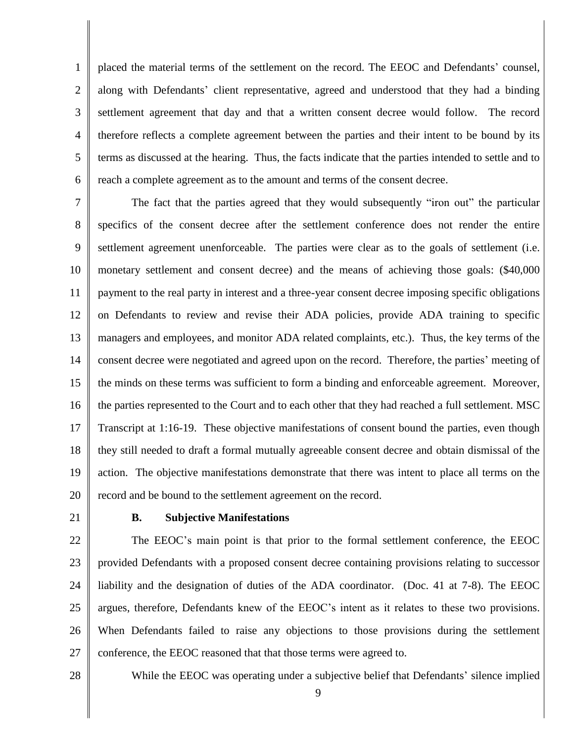placed the material terms of the settlement on the record. The EEOC and Defendants' counsel, along with Defendants' client representative, agreed and understood that they had a binding settlement agreement that day and that a written consent decree would follow. The record therefore reflects a complete agreement between the parties and their intent to be bound by its terms as discussed at the hearing. Thus, the facts indicate that the parties intended to settle and to reach a complete agreement as to the amount and terms of the consent decree.

The fact that the parties agreed that they would subsequently "iron out" the particular specifics of the consent decree after the settlement conference does not render the entire settlement agreement unenforceable. The parties were clear as to the goals of settlement (i.e. monetary settlement and consent decree) and the means of achieving those goals: ($40,000 payment to the real party in interest and a three-year consent decree imposing specific obligations on Defendants to review and revise their ADA policies, provide ADA training to specific managers and employees, and monitor ADA related complaints, etc.). Thus, the key terms of the consent decree were negotiated and agreed upon on the record. Therefore, the parties' meeting of the minds on these terms was sufficient to form a binding and enforceable agreement. Moreover, the parties represented to the Court and to each other that they had reached a full settlement. MSC Transcript at 1:16-19. These objective manifestations of consent bound the parties, even though they still needed to draft a formal mutually agreeable consent decree and obtain dismissal of the action. The objective manifestations demonstrate that there was intent to place all terms on the record and be bound to the settlement agreement on the record.

### B. Subjective Manifestations

The EEOC's main point is that prior to the formal settlement conference, the EEOC provided Defendants with a proposed consent decree containing provisions relating to successor liability and the designation of duties of the ADA coordinator. (Doc. 41 at 7-8). The EEOC argues, therefore, Defendants knew of the EEOC's intent as it relates to these two provisions. When Defendants failed to raise any objections to those provisions during the settlement conference, the EEOC reasoned that that those terms were agreed to.

While the EEOC was operating under a subjective belief that Defendants' silence implied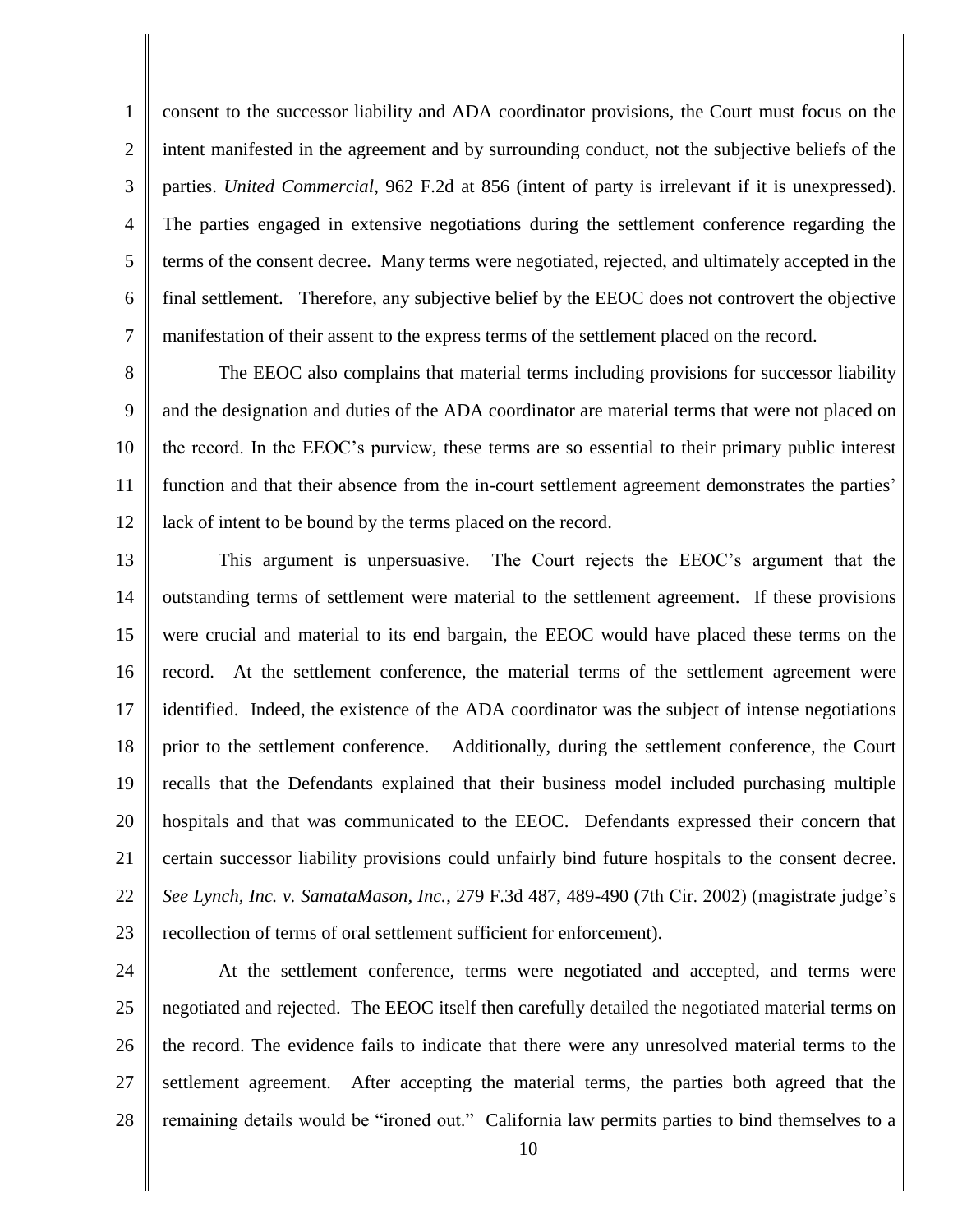consent to the successor liability and ADA coordinator provisions, the Court must focus on the intent manifested in the agreement and by surrounding conduct, not the subjective beliefs of the parties. *United Commercial*, 962 F.2d at 856 (intent of party is irrelevant if it is unexpressed). The parties engaged in extensive negotiations during the settlement conference regarding the terms of the consent decree. Many terms were negotiated, rejected, and ultimately accepted in the final settlement. Therefore, any subjective belief by the EEOC does not controvert the objective manifestation of their assent to the express terms of the settlement placed on the record.

The EEOC also complains that material terms including provisions for successor liability and the designation and duties of the ADA coordinator are material terms that were not placed on the record. In the EEOC's purview, these terms are so essential to their primary public interest function and that their absence from the in-court settlement agreement demonstrates the parties' lack of intent to be bound by the terms placed on the record.

This argument is unpersuasive. The Court rejects the EEOC's argument that the outstanding terms of settlement were material to the settlement agreement. If these provisions were crucial and material to its end bargain, the EEOC would have placed these terms on the record. At the settlement conference, the material terms of the settlement agreement were identified. Indeed, the existence of the ADA coordinator was the subject of intense negotiations prior to the settlement conference. Additionally, during the settlement conference, the Court recalls that the Defendants explained that their business model included purchasing multiple hospitals and that was communicated to the EEOC. Defendants expressed their concern that certain successor liability provisions could unfairly bind future hospitals to the consent decree. *See Lynch, Inc. v. SamataMason, Inc.*, 279 F.3d 487, 489-490 (7th Cir. 2002) (magistrate judge's recollection of terms of oral settlement sufficient for enforcement).

At the settlement conference, terms were negotiated and accepted, and terms were negotiated and rejected. The EEOC itself then carefully detailed the negotiated material terms on the record. The evidence fails to indicate that there were any unresolved material terms to the settlement agreement. After accepting the material terms, the parties both agreed that the remaining details would be "ironed out." California law permits parties to bind themselves to a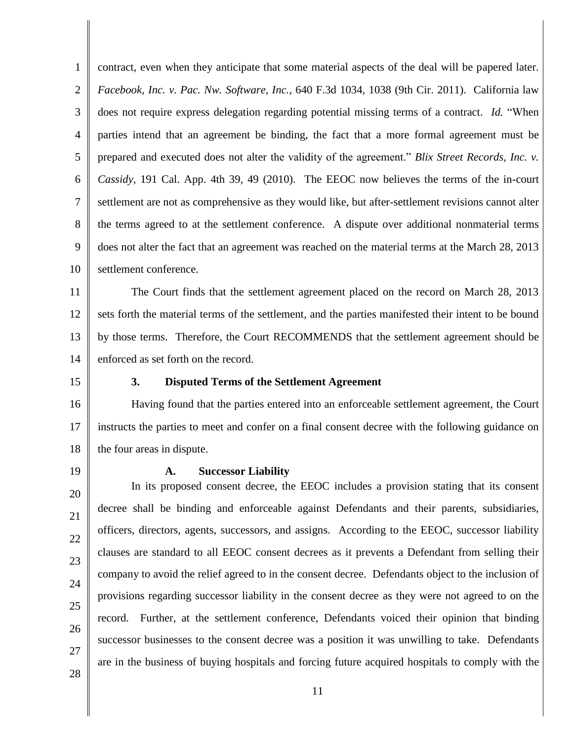contract, even when they anticipate that some material aspects of the deal will be papered later. *Facebook, Inc. v. Pac. Nw. Software, Inc.*, 640 F.3d 1034, 1038 (9th Cir. 2011). California law does not require express delegation regarding potential missing terms of a contract. *Id.* "When parties intend that an agreement be binding, the fact that a more formal agreement must be prepared and executed does not alter the validity of the agreement." *Blix Street Records, Inc. v. Cassidy*, 191 Cal. App. 4th 39, 49 (2010). The EEOC now believes the terms of the in-court settlement are not as comprehensive as they would like, but after-settlement revisions cannot alter the terms agreed to at the settlement conference. A dispute over additional nonmaterial terms does not alter the fact that an agreement was reached on the material terms at the March 28, 2013 settlement conference.

The Court finds that the settlement agreement placed on the record on March 28, 2013 sets forth the material terms of the settlement, and the parties manifested their intent to be bound by those terms. Therefore, the Court RECOMMENDS that the settlement agreement should be enforced as set forth on the record.

### 3. Disputed Terms of the Settlement Agreement

Having found that the parties entered into an enforceable settlement agreement, the Court instructs the parties to meet and confer on a final consent decree with the following guidance on the four areas in dispute.

#### A. Successor Liability

In its proposed consent decree, the EEOC includes a provision stating that its consent decree shall be binding and enforceable against Defendants and their parents, subsidiaries, officers, directors, agents, successors, and assigns. According to the EEOC, successor liability clauses are standard to all EEOC consent decrees as it prevents a Defendant from selling their company to avoid the relief agreed to in the consent decree. Defendants object to the inclusion of provisions regarding successor liability in the consent decree as they were not agreed to on the record. Further, at the settlement conference, Defendants voiced their opinion that binding successor businesses to the consent decree was a position it was unwilling to take. Defendants are in the business of buying hospitals and forcing future acquired hospitals to comply with the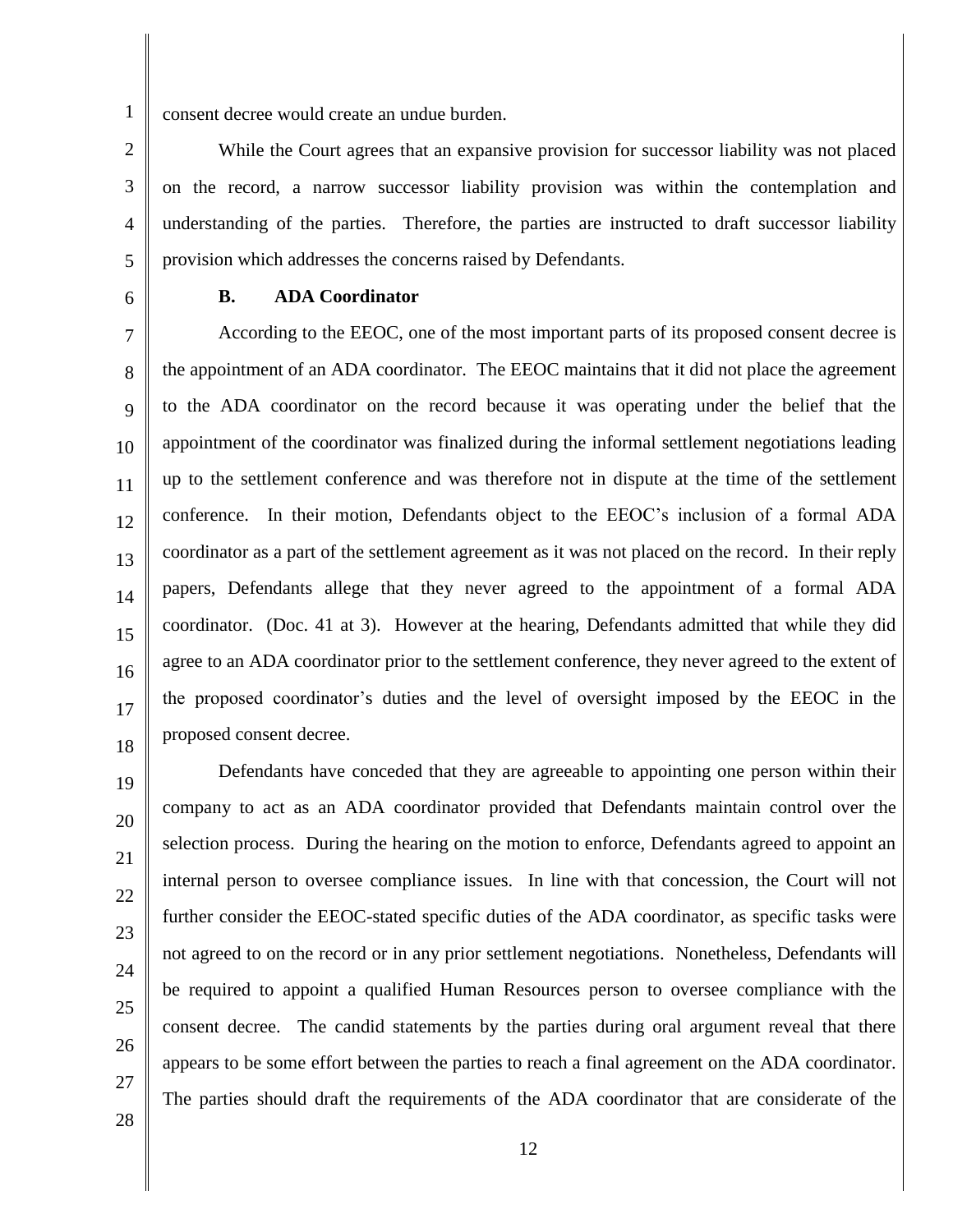consent decree would create an undue burden.

While the Court agrees that an expansive provision for successor liability was not placed on the record, a narrow successor liability provision was within the contemplation and understanding of the parties. Therefore, the parties are instructed to draft successor liability provision which addresses the concerns raised by Defendants.

**B. ADA Coordinator**

According to the EEOC, one of the most important parts of its proposed consent decree is the appointment of an ADA coordinator. The EEOC maintains that it did not place the agreement to the ADA coordinator on the record because it was operating under the belief that the appointment of the coordinator was finalized during the informal settlement negotiations leading up to the settlement conference and was therefore not in dispute at the time of the settlement conference. In their motion, Defendants object to the EEOC's inclusion of a formal ADA coordinator as a part of the settlement agreement as it was not placed on the record. In their reply papers, Defendants allege that they never agreed to the appointment of a formal ADA coordinator. (Doc. 41 at 3). However at the hearing, Defendants admitted that while they did agree to an ADA coordinator prior to the settlement conference, they never agreed to the extent of the proposed coordinator's duties and the level of oversight imposed by the EEOC in the proposed consent decree.

Defendants have conceded that they are agreeable to appointing one person within their company to act as an ADA coordinator provided that Defendants maintain control over the selection process. During the hearing on the motion to enforce, Defendants agreed to appoint an internal person to oversee compliance issues. In line with that concession, the Court will not further consider the EEOC-stated specific duties of the ADA coordinator, as specific tasks were not agreed to on the record or in any prior settlement negotiations. Nonetheless, Defendants will be required to appoint a qualified Human Resources person to oversee compliance with the consent decree. The candid statements by the parties during oral argument reveal that there appears to be some effort between the parties to reach a final agreement on the ADA coordinator. The parties should draft the requirements of the ADA coordinator that are considerate of the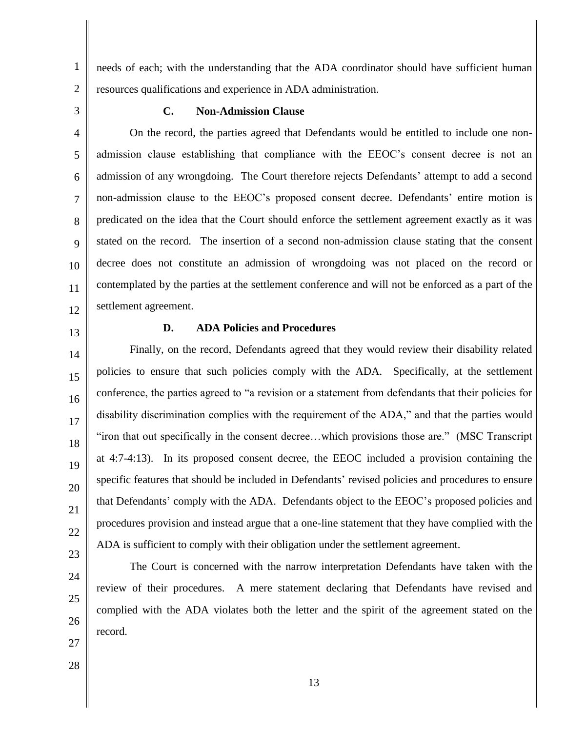needs of each; with the understanding that the ADA coordinator should have sufficient human resources qualifications and experience in ADA administration.

### C. Non-Admission Clause

On the record, the parties agreed that Defendants would be entitled to include one non-admission clause establishing that compliance with the EEOC's consent decree is not an admission of any wrongdoing. The Court therefore rejects Defendants' attempt to add a second non-admission clause to the EEOC's proposed consent decree. Defendants' entire motion is predicated on the idea that the Court should enforce the settlement agreement exactly as it was stated on the record. The insertion of a second non-admission clause stating that the consent decree does not constitute an admission of wrongdoing was not placed on the record or contemplated by the parties at the settlement conference and will not be enforced as a part of the settlement agreement.

### D. ADA Policies and Procedures

Finally, on the record, Defendants agreed that they would review their disability related policies to ensure that such policies comply with the ADA. Specifically, at the settlement conference, the parties agreed to "a revision or a statement from defendants that their policies for disability discrimination complies with the requirement of the ADA," and that the parties would "iron that out specifically in the consent decree…which provisions those are." (MSC Transcript at 4:7-4:13). In its proposed consent decree, the EEOC included a provision containing the specific features that should be included in Defendants' revised policies and procedures to ensure that Defendants' comply with the ADA. Defendants object to the EEOC's proposed policies and procedures provision and instead argue that a one-line statement that they have complied with the ADA is sufficient to comply with their obligation under the settlement agreement.

The Court is concerned with the narrow interpretation Defendants have taken with the review of their procedures. A mere statement declaring that Defendants have revised and complied with the ADA violates both the letter and the spirit of the agreement stated on the record.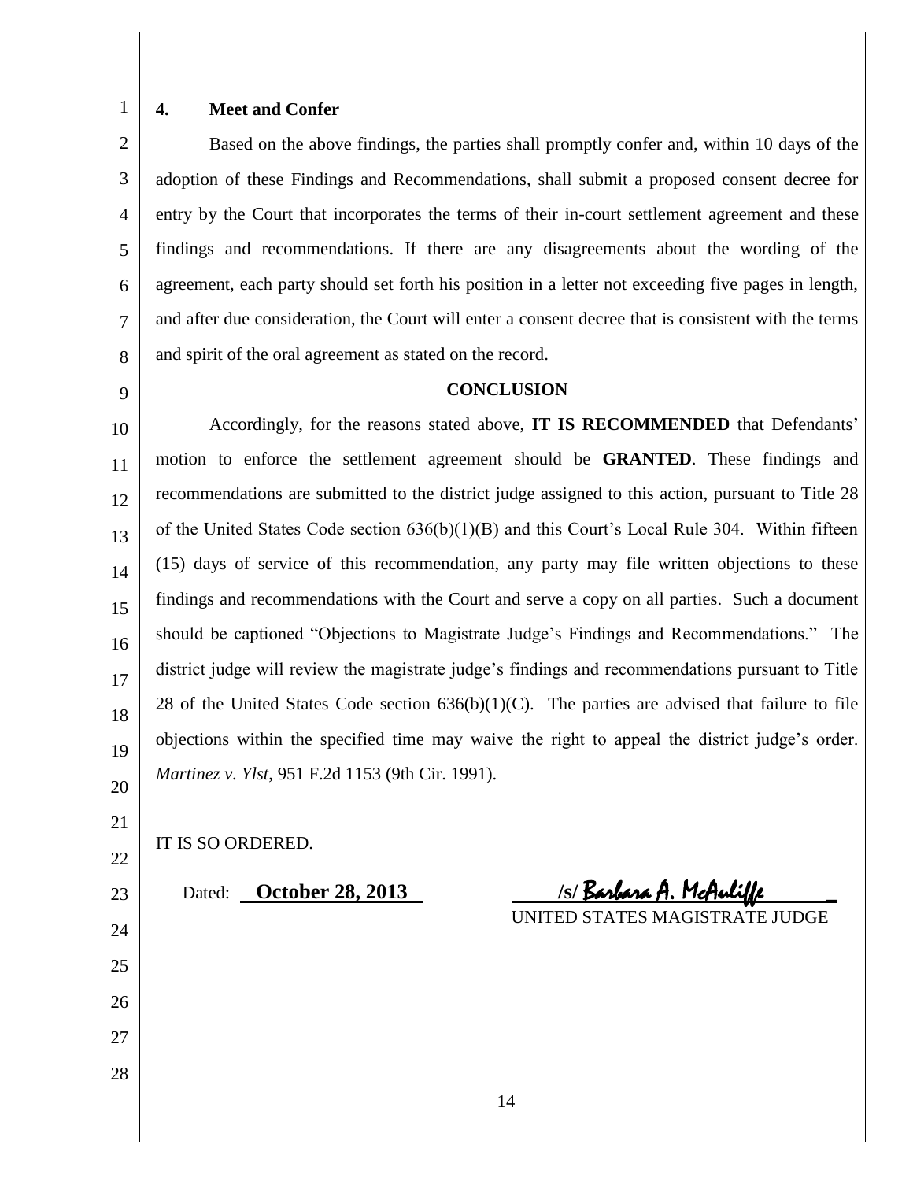**4. Meet and Confer**

Based on the above findings, the parties shall promptly confer and, within 10 days of the adoption of these Findings and Recommendations, shall submit a proposed consent decree for entry by the Court that incorporates the terms of their in-court settlement agreement and these findings and recommendations. If there are any disagreements about the wording of the agreement, each party should set forth his position in a letter not exceeding five pages in length, and after due consideration, the Court will enter a consent decree that is consistent with the terms and spirit of the oral agreement as stated on the record.

## CONCLUSION

Accordingly, for the reasons stated above, **IT IS RECOMMENDED** that Defendants' motion to enforce the settlement agreement should be **GRANTED**. These findings and recommendations are submitted to the district judge assigned to this action, pursuant to Title 28 of the United States Code section 636(b)(1)(B) and this Court's Local Rule 304. Within fifteen (15) days of service of this recommendation, any party may file written objections to these findings and recommendations with the Court and serve a copy on all parties. Such a document should be captioned "Objections to Magistrate Judge's Findings and Recommendations." The district judge will review the magistrate judge's findings and recommendations pursuant to Title 28 of the United States Code section 636(b)(1)(C). The parties are advised that failure to file objections within the specified time may waive the right to appeal the district judge's order. *Martinez v. Ylst*, 951 F.2d 1153 (9th Cir. 1991).

IT IS SO ORDERED.

Dated: **October 28, 2013**

/s/ Barbara A. McAuliffe
UNITED STATES MAGISTRATE JUDGE